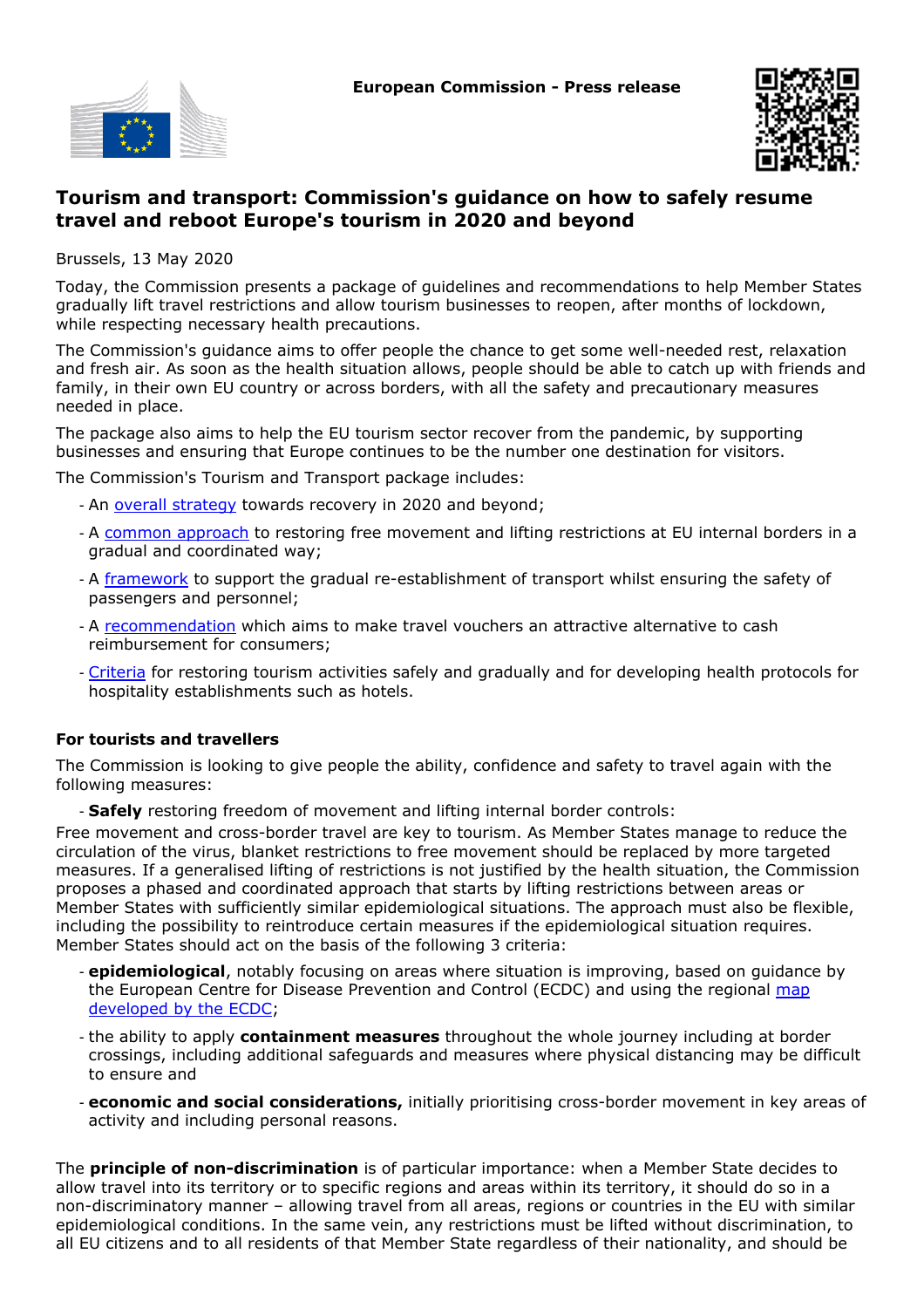European Commission - Press release

# Tourism and transport: Commission's guidance on how to safely resume travel and reboot Europe's tourism in 2020 and beyond

Brussels, 13 May 2020

Today, the Commission presents a package of guidelines and recommendations to help Member States gradually lift travel restrictions and allow tourism businesses to reopen, after months of lockdown, while respecting necessary health precautions.

The Commission's guidance aims to offer people the chance to get some well-needed rest, relaxation and fresh air. As soon as the health situation allows, people should be able to catch up with friends and family, in their own EU country or across borders, with all the safety and precautionary measures needed in place.

The package also aims to help the EU tourism sector recover from the pandemic, by supporting businesses and ensuring that Europe continues to be the number one destination for visitors.

The Commission's Tourism and Transport package includes:

- An overall strategy towards recovery in 2020 and beyond;
- A common approach to restoring free movement and lifting restrictions at EU internal borders in a gradual and coordinated way;
- A framework to support the gradual re-establishment of transport whilst ensuring the safety of passengers and personnel;
- A recommendation which aims to make travel vouchers an attractive alternative to cash reimbursement for consumers;
- Criteria for restoring tourism activities safely and gradually and for developing health protocols for hospitality establishments such as hotels.

## For tourists and travellers

The Commission is looking to give people the ability, confidence and safety to travel again with the following measures:

- **Safely** restoring freedom of movement and lifting internal border controls:

Free movement and cross-border travel are key to tourism. As Member States manage to reduce the circulation of the virus, blanket restrictions to free movement should be replaced by more targeted measures. If a generalised lifting of restrictions is not justified by the health situation, the Commission proposes a phased and coordinated approach that starts by lifting restrictions between areas or Member States with sufficiently similar epidemiological situations. The approach must also be flexible, including the possibility to reintroduce certain measures if the epidemiological situation requires. Member States should act on the basis of the following 3 criteria:

- **epidemiological**, notably focusing on areas where situation is improving, based on guidance by the European Centre for Disease Prevention and Control (ECDC) and using the regional map developed by the ECDC;
- the ability to apply **containment measures** throughout the whole journey including at border crossings, including additional safeguards and measures where physical distancing may be difficult to ensure and
- **economic and social considerations,** initially prioritising cross-border movement in key areas of activity and including personal reasons.

The **principle of non-discrimination** is of particular importance: when a Member State decides to allow travel into its territory or to specific regions and areas within its territory, it should do so in a non-discriminatory manner – allowing travel from all areas, regions or countries in the EU with similar epidemiological conditions. In the same vein, any restrictions must be lifted without discrimination, to all EU citizens and to all residents of that Member State regardless of their nationality, and should be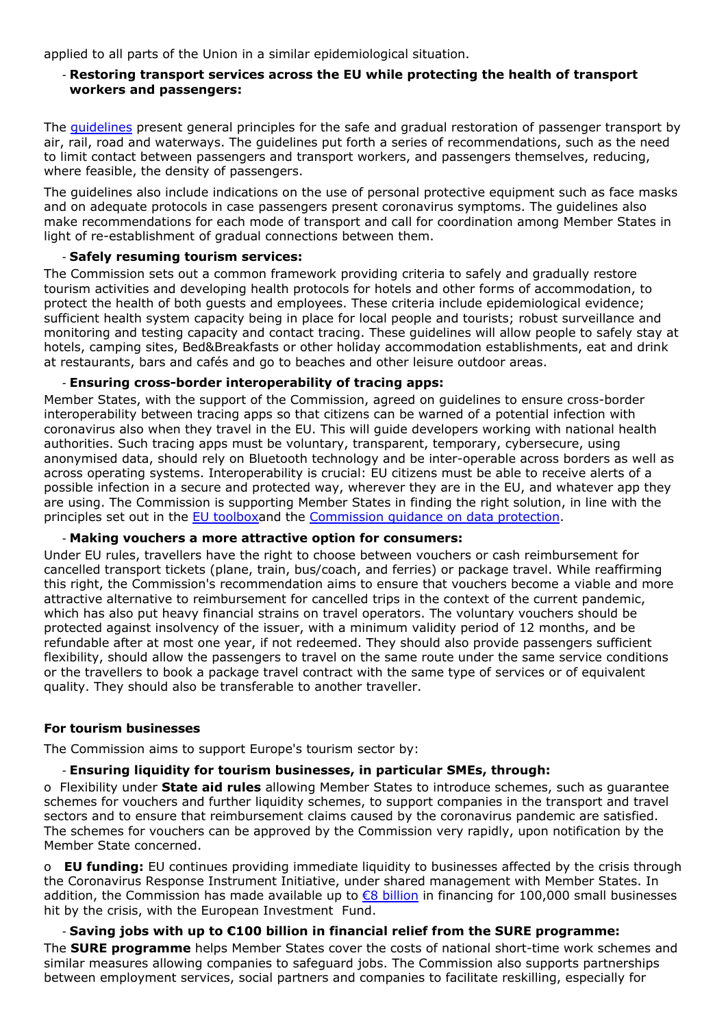applied to all parts of the Union in a similar epidemiological situation.

- **Restoring transport services across the EU while protecting the health of transport workers and passengers:**

The [guidelines] present general principles for the safe and gradual restoration of passenger transport by air, rail, road and waterways. The guidelines put forth a series of recommendations, such as the need to limit contact between passengers and transport workers, and passengers themselves, reducing, where feasible, the density of passengers.

The guidelines also include indications on the use of personal protective equipment such as face masks and on adequate protocols in case passengers present coronavirus symptoms. The guidelines also make recommendations for each mode of transport and call for coordination among Member States in light of re-establishment of gradual connections between them.

- **Safely resuming tourism services:**

The Commission sets out a common framework providing criteria to safely and gradually restore tourism activities and developing health protocols for hotels and other forms of accommodation, to protect the health of both guests and employees. These criteria include epidemiological evidence; sufficient health system capacity being in place for local people and tourists; robust surveillance and monitoring and testing capacity and contact tracing. These guidelines will allow people to safely stay at hotels, camping sites, Bed&Breakfasts or other holiday accommodation establishments, eat and drink at restaurants, bars and cafés and go to beaches and other leisure outdoor areas.

- **Ensuring cross-border interoperability of tracing apps:**

Member States, with the support of the Commission, agreed on guidelines to ensure cross-border interoperability between tracing apps so that citizens can be warned of a potential infection with coronavirus also when they travel in the EU. This will guide developers working with national health authorities. Such tracing apps must be voluntary, transparent, temporary, cybersecure, using anonymised data, should rely on Bluetooth technology and be inter-operable across borders as well as across operating systems. Interoperability is crucial: EU citizens must be able to receive alerts of a possible infection in a secure and protected way, wherever they are in the EU, and whatever app they are using. The Commission is supporting Member States in finding the right solution, in line with the principles set out in the EU toolboxand the Commission guidance on data protection.

- **Making vouchers a more attractive option for consumers:**

Under EU rules, travellers have the right to choose between vouchers or cash reimbursement for cancelled transport tickets (plane, train, bus/coach, and ferries) or package travel. While reaffirming this right, the Commission's recommendation aims to ensure that vouchers become a viable and more attractive alternative to reimbursement for cancelled trips in the context of the current pandemic, which has also put heavy financial strains on travel operators. The voluntary vouchers should be protected against insolvency of the issuer, with a minimum validity period of 12 months, and be refundable after at most one year, if not redeemed. They should also provide passengers sufficient flexibility, should allow the passengers to travel on the same route under the same service conditions or the travellers to book a package travel contract with the same type of services or of equivalent quality. They should also be transferable to another traveller.

**For tourism businesses**

The Commission aims to support Europe's tourism sector by:

- **Ensuring liquidity for tourism businesses, in particular SMEs, through:**

o Flexibility under **State aid rules** allowing Member States to introduce schemes, such as guarantee schemes for vouchers and further liquidity schemes, to support companies in the transport and travel sectors and to ensure that reimbursement claims caused by the coronavirus pandemic are satisfied. The schemes for vouchers can be approved by the Commission very rapidly, upon notification by the Member State concerned.

o **EU funding:** EU continues providing immediate liquidity to businesses affected by the crisis through the Coronavirus Response Instrument Initiative, under shared management with Member States. In addition, the Commission has made available up to €8 billion in financing for 100,000 small businesses hit by the crisis, with the European Investment Fund.

- **Saving jobs with up to €100 billion in financial relief from the SURE programme:**

The **SURE programme** helps Member States cover the costs of national short-time work schemes and similar measures allowing companies to safeguard jobs. The Commission also supports partnerships between employment services, social partners and companies to facilitate reskilling, especially for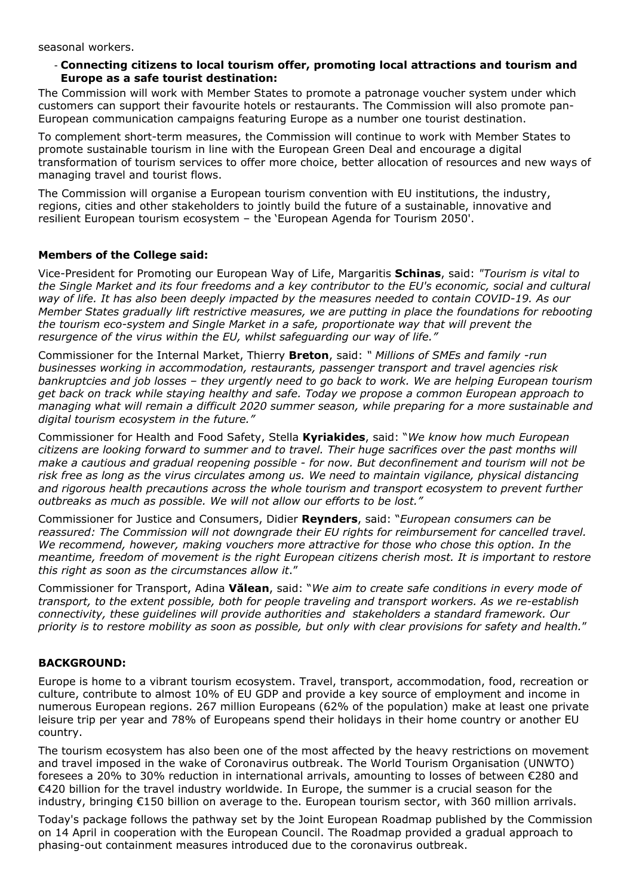seasonal workers.

- **Connecting citizens to local tourism offer, promoting local attractions and tourism and Europe as a safe tourist destination:**

The Commission will work with Member States to promote a patronage voucher system under which customers can support their favourite hotels or restaurants. The Commission will also promote pan-European communication campaigns featuring Europe as a number one tourist destination.

To complement short-term measures, the Commission will continue to work with Member States to promote sustainable tourism in line with the European Green Deal and encourage a digital transformation of tourism services to offer more choice, better allocation of resources and new ways of managing travel and tourist flows.

The Commission will organise a European tourism convention with EU institutions, the industry, regions, cities and other stakeholders to jointly build the future of a sustainable, innovative and resilient European tourism ecosystem – the 'European Agenda for Tourism 2050'.

**Members of the College said:**

Vice-President for Promoting our European Way of Life, Margaritis **Schinas**, said: *"Tourism is vital to the Single Market and its four freedoms and a key contributor to the EU's economic, social and cultural way of life. It has also been deeply impacted by the measures needed to contain COVID-19. As our Member States gradually lift restrictive measures, we are putting in place the foundations for rebooting the tourism eco-system and Single Market in a safe, proportionate way that will prevent the resurgence of the virus within the EU, whilst safeguarding our way of life."*

Commissioner for the Internal Market, Thierry **Breton**, said: *" Millions of SMEs and family -run businesses working in accommodation, restaurants, passenger transport and travel agencies risk bankruptcies and job losses – they urgently need to go back to work. We are helping European tourism get back on track while staying healthy and safe. Today we propose a common European approach to managing what will remain a difficult 2020 summer season, while preparing for a more sustainable and digital tourism ecosystem in the future."*

Commissioner for Health and Food Safety, Stella **Kyriakides**, said: "*We know how much European citizens are looking forward to summer and to travel. Their huge sacrifices over the past months will make a cautious and gradual reopening possible - for now. But deconfinement and tourism will not be risk free as long as the virus circulates among us. We need to maintain vigilance, physical distancing and rigorous health precautions across the whole tourism and transport ecosystem to prevent further outbreaks as much as possible. We will not allow our efforts to be lost."*

Commissioner for Justice and Consumers, Didier **Reynders**, said: "*European consumers can be reassured: The Commission will not downgrade their EU rights for reimbursement for cancelled travel. We recommend, however, making vouchers more attractive for those who chose this option. In the meantime, freedom of movement is the right European citizens cherish most. It is important to restore this right as soon as the circumstances allow it*."

Commissioner for Transport, Adina **Vălean**, said: "*We aim to create safe conditions in every mode of transport, to the extent possible, both for people traveling and transport workers. As we re-establish connectivity, these guidelines will provide authorities and stakeholders a standard framework. Our priority is to restore mobility as soon as possible, but only with clear provisions for safety and health.*"

**BACKGROUND:**

Europe is home to a vibrant tourism ecosystem. Travel, transport, accommodation, food, recreation or culture, contribute to almost 10% of EU GDP and provide a key source of employment and income in numerous European regions. 267 million Europeans (62% of the population) make at least one private leisure trip per year and 78% of Europeans spend their holidays in their home country or another EU country.

The tourism ecosystem has also been one of the most affected by the heavy restrictions on movement and travel imposed in the wake of Coronavirus outbreak. The World Tourism Organisation (UNWTO) foresees a 20% to 30% reduction in international arrivals, amounting to losses of between €280 and €420 billion for the travel industry worldwide. In Europe, the summer is a crucial season for the industry, bringing €150 billion on average to the. European tourism sector, with 360 million arrivals.

Today's package follows the pathway set by the Joint European Roadmap published by the Commission on 14 April in cooperation with the European Council. The Roadmap provided a gradual approach to phasing-out containment measures introduced due to the coronavirus outbreak.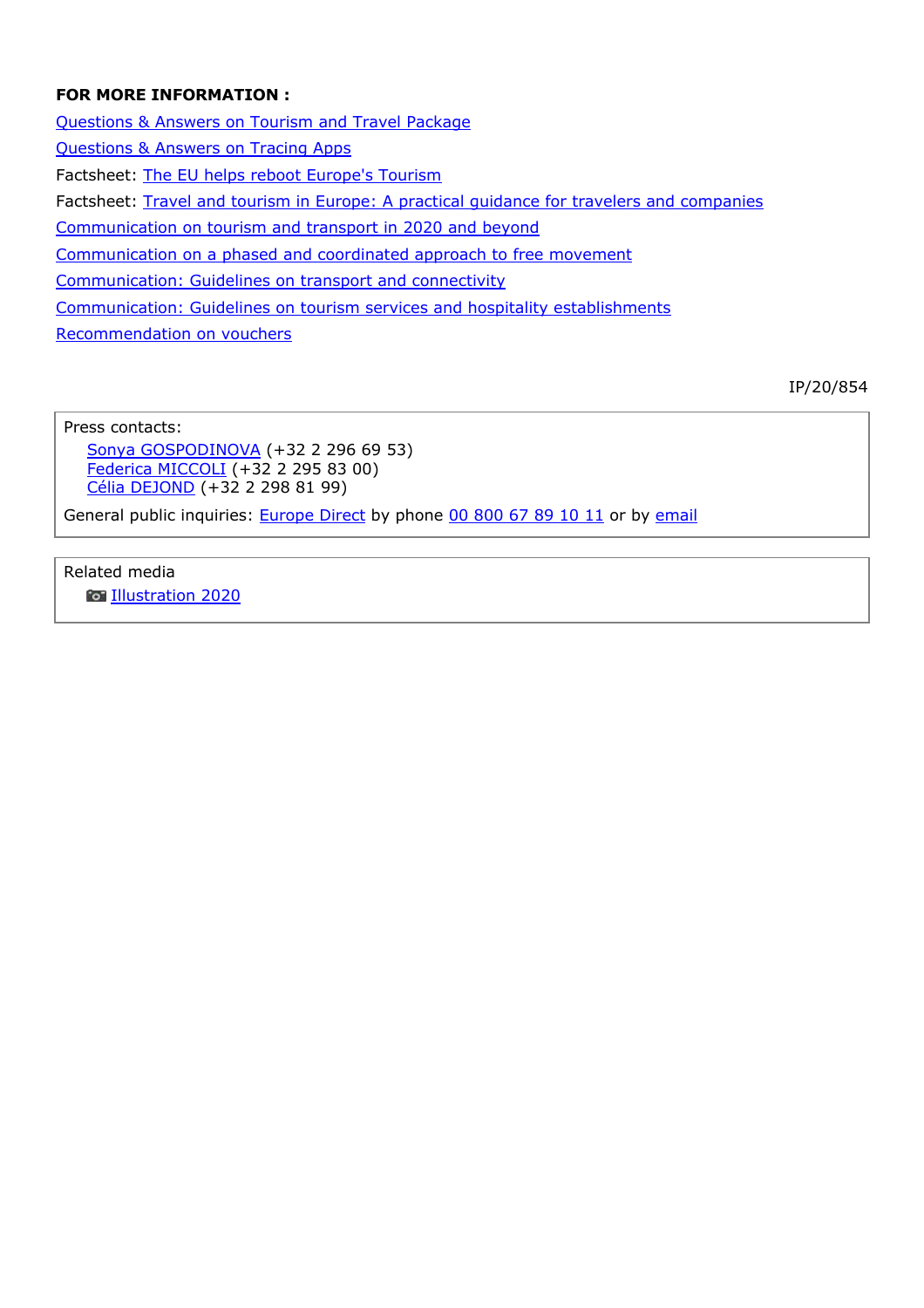**FOR MORE INFORMATION :**

Questions & Answers on Tourism and Travel Package

Questions & Answers on Tracing Apps

Factsheet: The EU helps reboot Europe's Tourism

Factsheet: Travel and tourism in Europe: A practical guidance for travelers and companies

Communication on tourism and transport in 2020 and beyond

Communication on a phased and coordinated approach to free movement

Communication: Guidelines on transport and connectivity

Communication: Guidelines on tourism services and hospitality establishments

Recommendation on vouchers

IP/20/854

Press contacts:

Sonya GOSPODINOVA (+32 2 296 69 53)
Federica MICCOLI (+32 2 295 83 00)
Célia DEJOND (+32 2 298 81 99)

General public inquiries: Europe Direct by phone 00 800 67 89 10 11 or by email

Related media

Illustration 2020